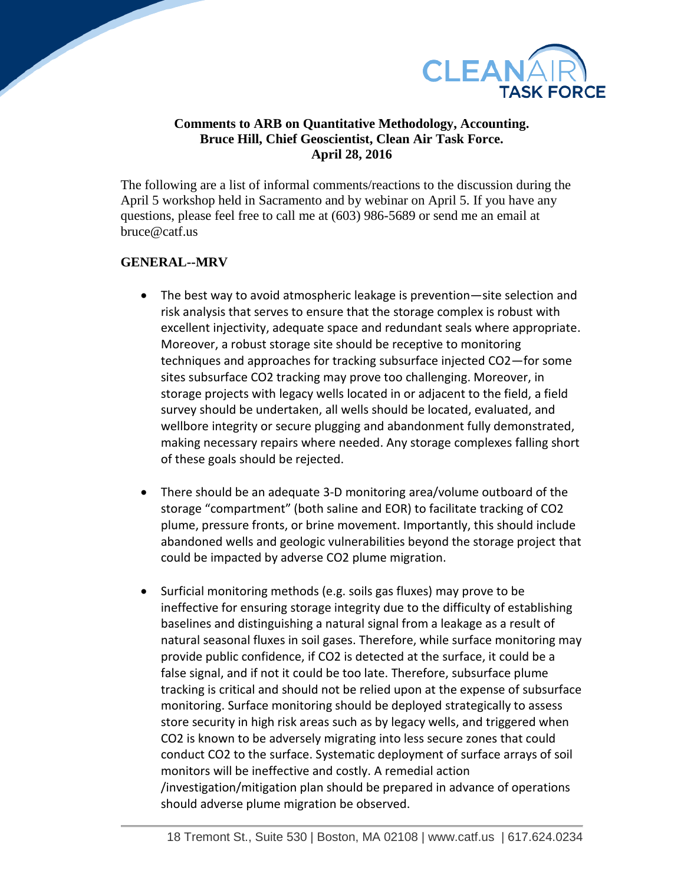**Comments to ARB on Quantitative Methodology, Accounting.**
**Bruce Hill, Chief Geoscientist, Clean Air Task Force.**
**April 28, 2016**

The following are a list of informal comments/reactions to the discussion during the April 5 workshop held in Sacramento and by webinar on April 5. If you have any questions, please feel free to call me at (603) 986-5689 or send me an email at bruce@catf.us

## GENERAL--MRV

- The best way to avoid atmospheric leakage is prevention—site selection and risk analysis that serves to ensure that the storage complex is robust with excellent injectivity, adequate space and redundant seals where appropriate. Moreover, a robust storage site should be receptive to monitoring techniques and approaches for tracking subsurface injected $CO_2$—for some sites subsurface $CO_2$ tracking may prove too challenging. Moreover, in storage projects with legacy wells located in or adjacent to the field, a field survey should be undertaken, all wells should be located, evaluated, and wellbore integrity or secure plugging and abandonment fully demonstrated, making necessary repairs where needed. Any storage complexes falling short of these goals should be rejected.

- There should be an adequate 3-D monitoring area/volume outboard of the storage "compartment" (both saline and EOR) to facilitate tracking of $CO_2$ plume, pressure fronts, or brine movement. Importantly, this should include abandoned wells and geologic vulnerabilities beyond the storage project that could be impacted by adverse $CO_2$ plume migration.

- Surficial monitoring methods (e.g. soils gas fluxes) may prove to be ineffective for ensuring storage integrity due to the difficulty of establishing baselines and distinguishing a natural signal from a leakage as a result of natural seasonal fluxes in soil gases. Therefore, while surface monitoring may provide public confidence, if $CO_2$ is detected at the surface, it could be a false signal, and if not it could be too late. Therefore, subsurface plume tracking is critical and should not be relied upon at the expense of subsurface monitoring. Surface monitoring should be deployed strategically to assess store security in high risk areas such as by legacy wells, and triggered when $CO_2$ is known to be adversely migrating into less secure zones that could conduct $CO_2$ to the surface. Systematic deployment of surface arrays of soil monitors will be ineffective and costly. A remedial action /investigation/mitigation plan should be prepared in advance of operations should adverse plume migration be observed.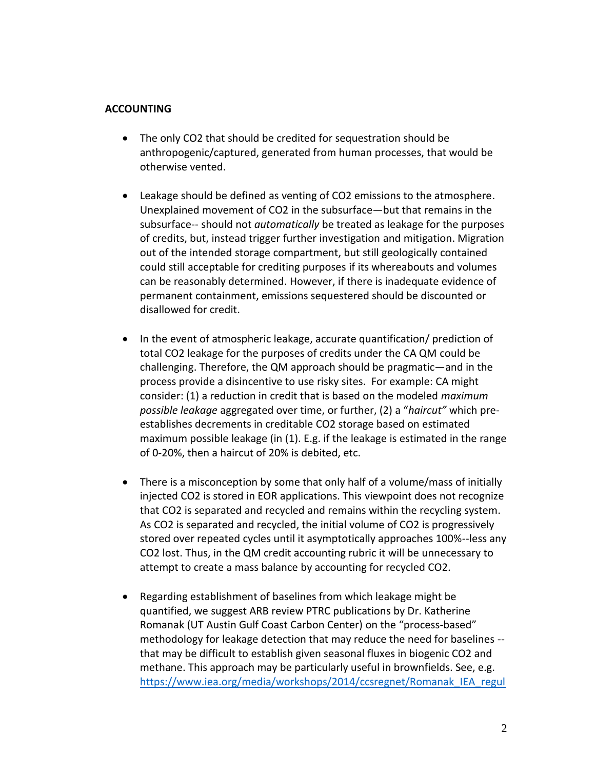**ACCOUNTING**

- The only $CO_2$ that should be credited for sequestration should be anthropogenic/captured, generated from human processes, that would be otherwise vented.

- Leakage should be defined as venting of $CO_2$ emissions to the atmosphere. Unexplained movement of $CO_2$ in the subsurface—but that remains in the subsurface-- should not *automatically* be treated as leakage for the purposes of credits, but, instead trigger further investigation and mitigation. Migration out of the intended storage compartment, but still geologically contained could still acceptable for crediting purposes if its whereabouts and volumes can be reasonably determined. However, if there is inadequate evidence of permanent containment, emissions sequestered should be discounted or disallowed for credit.

- In the event of atmospheric leakage, accurate quantification/ prediction of total $CO_2$ leakage for the purposes of credits under the CA QM could be challenging. Therefore, the QM approach should be pragmatic—and in the process provide a disincentive to use risky sites. For example: CA might consider: (1) a reduction in credit that is based on the modeled *maximum possible leakage* aggregated over time, or further, (2) a "*haircut"* which pre-establishes decrements in creditable $CO_2$ storage based on estimated maximum possible leakage (in (1). E.g. if the leakage is estimated in the range of 0-20%, then a haircut of 20% is debited, etc.

- There is a misconception by some that only half of a volume/mass of initially injected $CO_2$ is stored in EOR applications. This viewpoint does not recognize that $CO_2$ is separated and recycled and remains within the recycling system. As $CO_2$ is separated and recycled, the initial volume of $CO_2$ is progressively stored over repeated cycles until it asymptotically approaches 100%--less any $CO_2$ lost. Thus, in the QM credit accounting rubric it will be unnecessary to attempt to create a mass balance by accounting for recycled $CO_2$.

- Regarding establishment of baselines from which leakage might be quantified, we suggest ARB review PTRC publications by Dr. Katherine Romanak (UT Austin Gulf Coast Carbon Center) on the "process-based" methodology for leakage detection that may reduce the need for baselines -- that may be difficult to establish given seasonal fluxes in biogenic $CO_2$ and methane. This approach may be particularly useful in brownfields. See, e.g. https://www.iea.org/media/workshops/2014/ccsregnet/Romanak_IEA_regul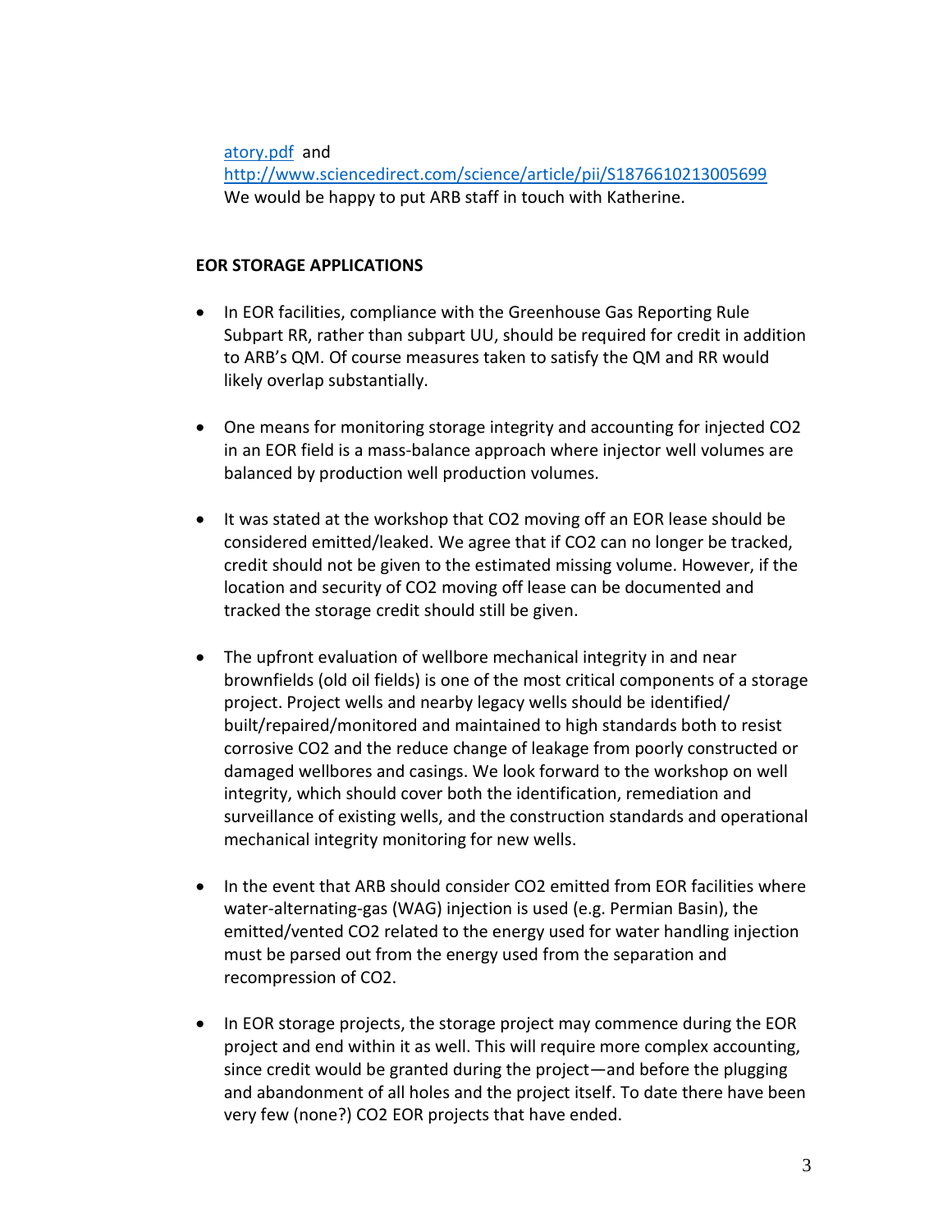atory.pdf and
http://www.sciencedirect.com/science/article/pii/S1876610213005699
We would be happy to put ARB staff in touch with Katherine.

**EOR STORAGE APPLICATIONS**

- In EOR facilities, compliance with the Greenhouse Gas Reporting Rule Subpart RR, rather than subpart UU, should be required for credit in addition to ARB's QM. Of course measures taken to satisfy the QM and RR would likely overlap substantially.

- One means for monitoring storage integrity and accounting for injected $CO_2$ in an EOR field is a mass-balance approach where injector well volumes are balanced by production well production volumes.

- It was stated at the workshop that $CO_2$ moving off an EOR lease should be considered emitted/leaked. We agree that if $CO_2$ can no longer be tracked, credit should not be given to the estimated missing volume. However, if the location and security of $CO_2$ moving off lease can be documented and tracked the storage credit should still be given.

- The upfront evaluation of wellbore mechanical integrity in and near brownfields (old oil fields) is one of the most critical components of a storage project. Project wells and nearby legacy wells should be identified/ built/repaired/monitored and maintained to high standards both to resist corrosive $CO_2$ and the reduce change of leakage from poorly constructed or damaged wellbores and casings. We look forward to the workshop on well integrity, which should cover both the identification, remediation and surveillance of existing wells, and the construction standards and operational mechanical integrity monitoring for new wells.

- In the event that ARB should consider $CO_2$ emitted from EOR facilities where water-alternating-gas (WAG) injection is used (e.g. Permian Basin), the emitted/vented $CO_2$ related to the energy used for water handling injection must be parsed out from the energy used from the separation and recompression of $CO_2$.

- In EOR storage projects, the storage project may commence during the EOR project and end within it as well. This will require more complex accounting, since credit would be granted during the project—and before the plugging and abandonment of all holes and the project itself. To date there have been very few (none?) $CO_2$ EOR projects that have ended.